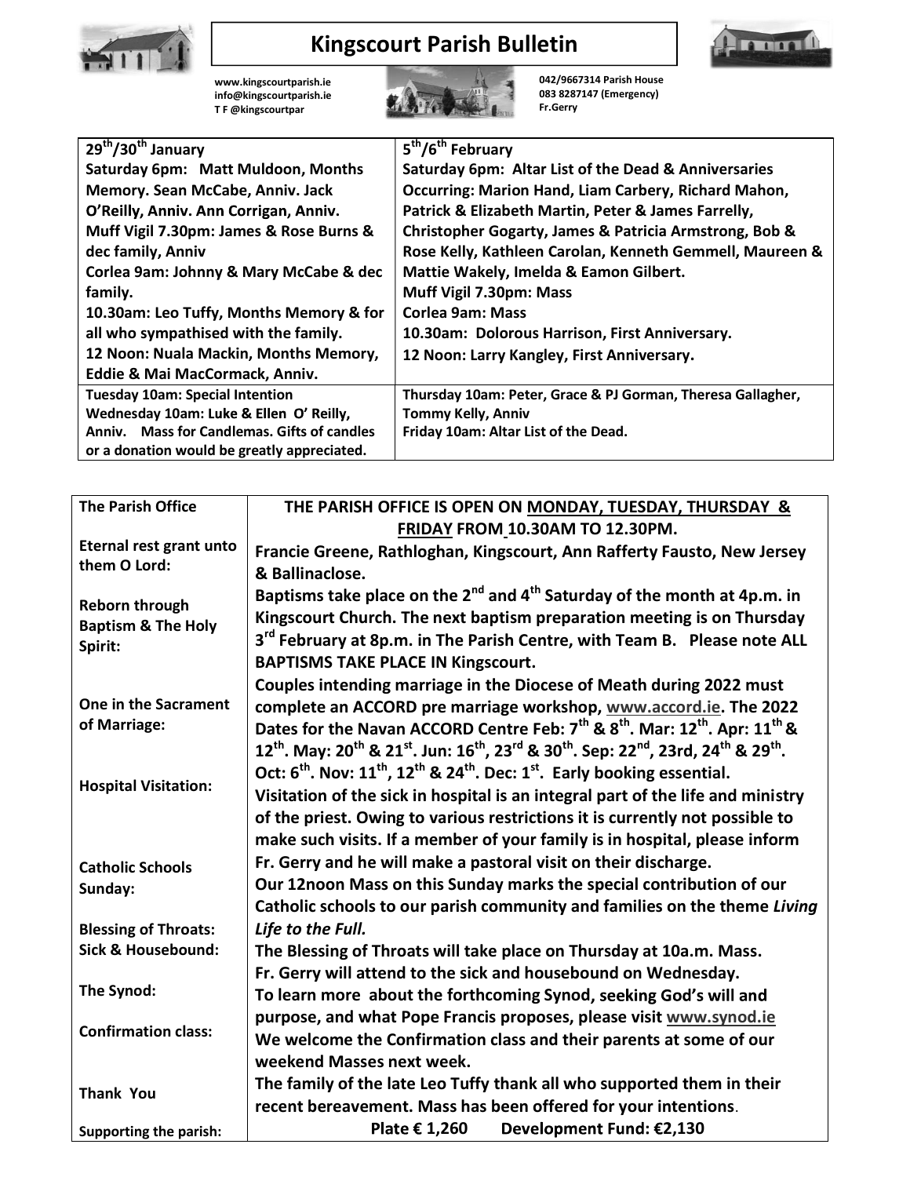# Kingscourt Parish Bulletin

www.kingscourtparish.ie
info@kingscourtparish.ie
T F @kingscourtpar

042/9667314 Parish House
083 8287147 (Emergency)
Fr.Gerry

| 29th/30th January | 5th/6th February |
|---|---|
| **Saturday 6pm:** Matt Muldoon, Months Memory. Sean McCabe, Anniv. Jack O'Reilly, Anniv. Ann Corrigan, Anniv.<br>**Muff Vigil 7.30pm:** James & Rose Burns & dec family, Anniv<br>**Corlea 9am:** Johnny & Mary McCabe & dec family.<br>**10.30am:** Leo Tuffy, Months Memory & for all who sympathised with the family.<br>**12 Noon:** Nuala Mackin, Months Memory, Eddie & Mai MacCormack, Anniv. | **Saturday 6pm:** Altar List of the Dead & Anniversaries Occurring: Marion Hand, Liam Carbery, Richard Mahon, Patrick & Elizabeth Martin, Peter & James Farrelly, Christopher Gogarty, James & Patricia Armstrong, Bob & Rose Kelly, Kathleen Carolan, Kenneth Gemmell, Maureen & Mattie Wakely, Imelda & Eamon Gilbert.<br>**Muff Vigil 7.30pm:** Mass<br>**Corlea 9am:** Mass<br>**10.30am:** Dolorous Harrison, First Anniversary.<br>**12 Noon:** Larry Kangley, First Anniversary. |
| **Tuesday 10am:** Special Intention<br>**Wednesday 10am:** Luke & Ellen O' Reilly, Anniv. Mass for Candlemas. Gifts of candles or a donation would be greatly appreciated. | **Thursday 10am:** Peter, Grace & PJ Gorman, Theresa Gallagher, Tommy Kelly, Anniv<br>**Friday 10am:** Altar List of the Dead. |

| | |
|---|---|
| **The Parish Office** | **THE PARISH OFFICE IS OPEN ON MONDAY, TUESDAY, THURSDAY & FRIDAY FROM 10.30AM TO 12.30PM.** |
| **Eternal rest grant unto them O Lord:** | Francie Greene, Rathloghan, Kingscourt, Ann Rafferty Fausto, New Jersey & Ballinaclose. |
| **Reborn through Baptism & The Holy Spirit:** | Baptisms take place on the 2nd and 4th Saturday of the month at 4p.m. in Kingscourt Church. The next baptism preparation meeting is on Thursday 3rd February at 8p.m. in The Parish Centre, with Team B. Please note ALL BAPTISMS TAKE PLACE IN Kingscourt. |
| **One in the Sacrament of Marriage:** | Couples intending marriage in the Diocese of Meath during 2022 must complete an ACCORD pre marriage workshop, www.accord.ie. The 2022 Dates for the Navan ACCORD Centre Feb: 7th & 8th. Mar: 12th. Apr: 11th & 12th. May: 20th & 21st. Jun: 16th, 23rd & 30th. Sep: 22nd, 23rd, 24th & 29th. Oct: 6th. Nov: 11th, 12th & 24th. Dec: 1st. Early booking essential. |
| **Hospital Visitation:** | Visitation of the sick in hospital is an integral part of the life and ministry of the priest. Owing to various restrictions it is currently not possible to make such visits. If a member of your family is in hospital, please inform Fr. Gerry and he will make a pastoral visit on their discharge. |
| **Catholic Schools Sunday:** | Our 12noon Mass on this Sunday marks the special contribution of our Catholic schools to our parish community and families on the theme *Living Life to the Full.* |
| **Blessing of Throats:** | The Blessing of Throats will take place on Thursday at 10a.m. Mass. |
| **Sick & Housebound:** | Fr. Gerry will attend to the sick and housebound on Wednesday. |
| **The Synod:** | To learn more about the forthcoming Synod, seeking God's will and purpose, and what Pope Francis proposes, please visit www.synod.ie |
| **Confirmation class:** | We welcome the Confirmation class and their parents at some of our weekend Masses next week. |
| **Thank You** | The family of the late Leo Tuffy thank all who supported them in their recent bereavement. Mass has been offered for your intentions. |
| **Supporting the parish:** | Plate € 1,260 Development Fund: €2,130 |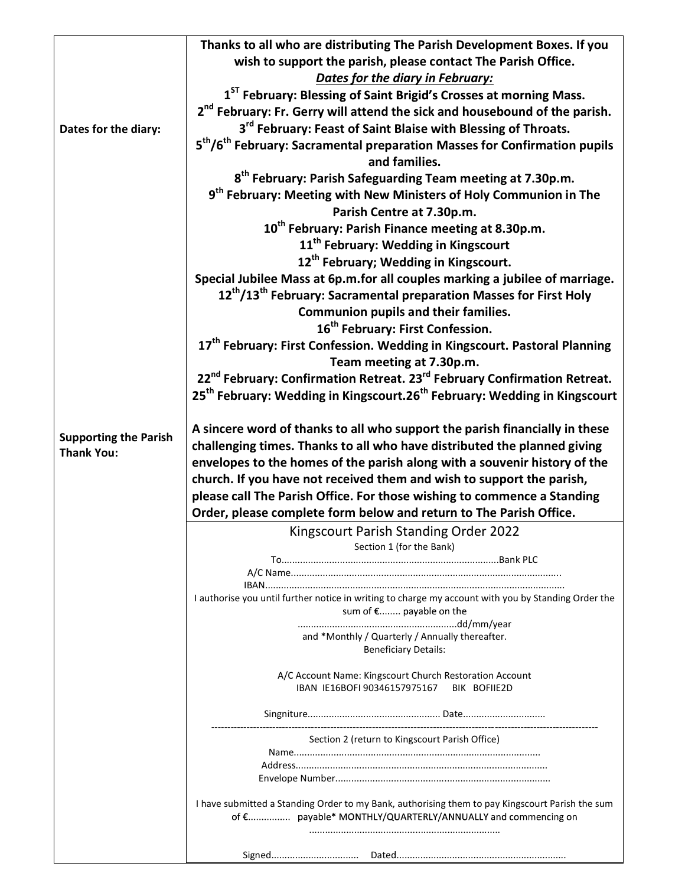| | |
|---|---|
| **Dates for the diary:** | **Thanks to all who are distributing The Parish Development Boxes. If you wish to support the parish, please contact The Parish Office.** ***Dates for the diary in February:*** **1st February: Blessing of Saint Brigid's Crosses at morning Mass.** **2nd February: Fr. Gerry will attend the sick and housebound of the parish.** **3rd February: Feast of Saint Blaise with Blessing of Throats.** **5th/6th February: Sacramental preparation Masses for Confirmation pupils and families.** **8th February: Parish Safeguarding Team meeting at 7.30p.m.** **9th February: Meeting with New Ministers of Holy Communion in The Parish Centre at 7.30p.m.** **10th February: Parish Finance meeting at 8.30p.m.** **11th February: Wedding in Kingscourt** **12th February; Wedding in Kingscourt.** **Special Jubilee Mass at 6p.m.for all couples marking a jubilee of marriage.** **12th/13th February: Sacramental preparation Masses for First Holy Communion pupils and their families.** **16th February: First Confession.** **17th February: First Confession. Wedding in Kingscourt. Pastoral Planning Team meeting at 7.30p.m.** **22nd February: Confirmation Retreat. 23rd February Confirmation Retreat.** **25th February: Wedding in Kingscourt.26th February: Wedding in Kingscourt** |
| **Supporting the Parish Thank You:** | **A sincere word of thanks to all who support the parish financially in these challenging times. Thanks to all who have distributed the planned giving envelopes to the homes of the parish along with a souvenir history of the church. If you have not received them and wish to support the parish, please call The Parish Office. For those wishing to commence a Standing Order, please complete form below and return to The Parish Office.** |

## Kingscourt Parish Standing Order 2022

Section 1 (for the Bank)

To..................................................................................Bank PLC

A/C Name.....................................................................................................

IBAN.................................................................................................................

I authorise you until further notice in writing to charge my account with you by Standing Order the sum of €........ payable on the

............................................................dd/mm/year

and *Monthly / Quarterly / Annually thereafter.

Beneficiary Details:

A/C Account Name: Kingscourt Church Restoration Account

IBAN IE16BOFI 90346157975167 BIK BOFIIE2D

Singniture.................................................. Date...............................

---

Section 2 (return to Kingscourt Parish Office)

Name............................................................................................

Address..............................................................................................

Envelope Number...............................................................................

I have submitted a Standing Order to my Bank, authorising them to pay Kingscourt Parish the sum of €................ payable* MONTHLY/QUARTERLY/ANNUALLY and commencing on

.......................................................................

Signed................................. Dated................................................................